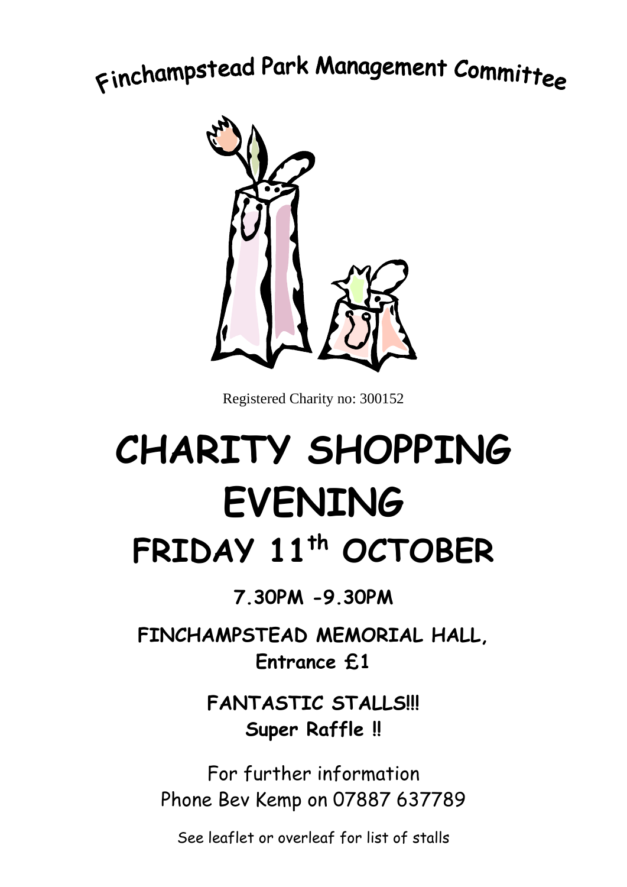Finchampstead Park Management Committee

Registered Charity no: 300152

# CHARITY SHOPPING EVENING

## FRIDAY 11th OCTOBER

**7.30PM -9.30PM**

**FINCHAMPSTEAD MEMORIAL HALL,**
**Entrance £1**

**FANTASTIC STALLS!!!**
**Super Raffle !!**

For further information
Phone Bev Kemp on 07887 637789

See leaflet or overleaf for list of stalls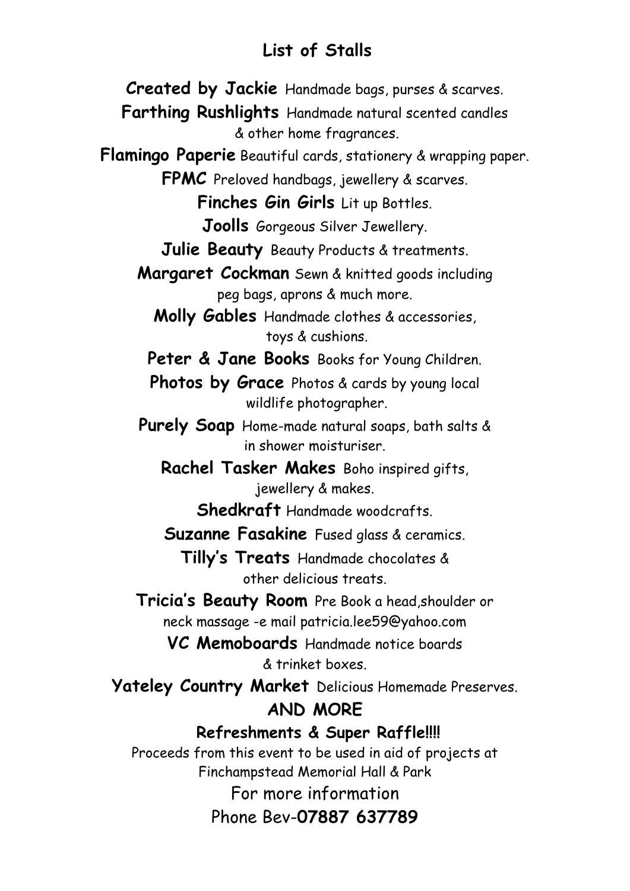## List of Stalls

**Created by Jackie** Handmade bags, purses & scarves.

**Farthing Rushlights** Handmade natural scented candles & other home fragrances.

**Flamingo Paperie** Beautiful cards, stationery & wrapping paper.

**FPMC** Preloved handbags, jewellery & scarves.

**Finches Gin Girls** Lit up Bottles.

**Joolls** Gorgeous Silver Jewellery.

**Julie Beauty** Beauty Products & treatments.

**Margaret Cockman** Sewn & knitted goods including peg bags, aprons & much more.

**Molly Gables** Handmade clothes & accessories, toys & cushions.

**Peter & Jane Books** Books for Young Children.

**Photos by Grace** Photos & cards by young local wildlife photographer.

**Purely Soap** Home-made natural soaps, bath salts & in shower moisturiser.

**Rachel Tasker Makes** Boho inspired gifts, jewellery & makes.

**Shedkraft** Handmade woodcrafts.

**Suzanne Fasakine** Fused glass & ceramics.

**Tilly's Treats** Handmade chocolates & other delicious treats.

**Tricia's Beauty Room** Pre Book a head,shoulder or neck massage -e mail patricia.lee59@yahoo.com

**VC Memoboards** Handmade notice boards & trinket boxes.

**Yateley Country Market** Delicious Homemade Preserves.

**AND MORE**

**Refreshments & Super Raffle!!!!**

Proceeds from this event to be used in aid of projects at Finchampstead Memorial Hall & Park

For more information

Phone Bev-**07887 637789**